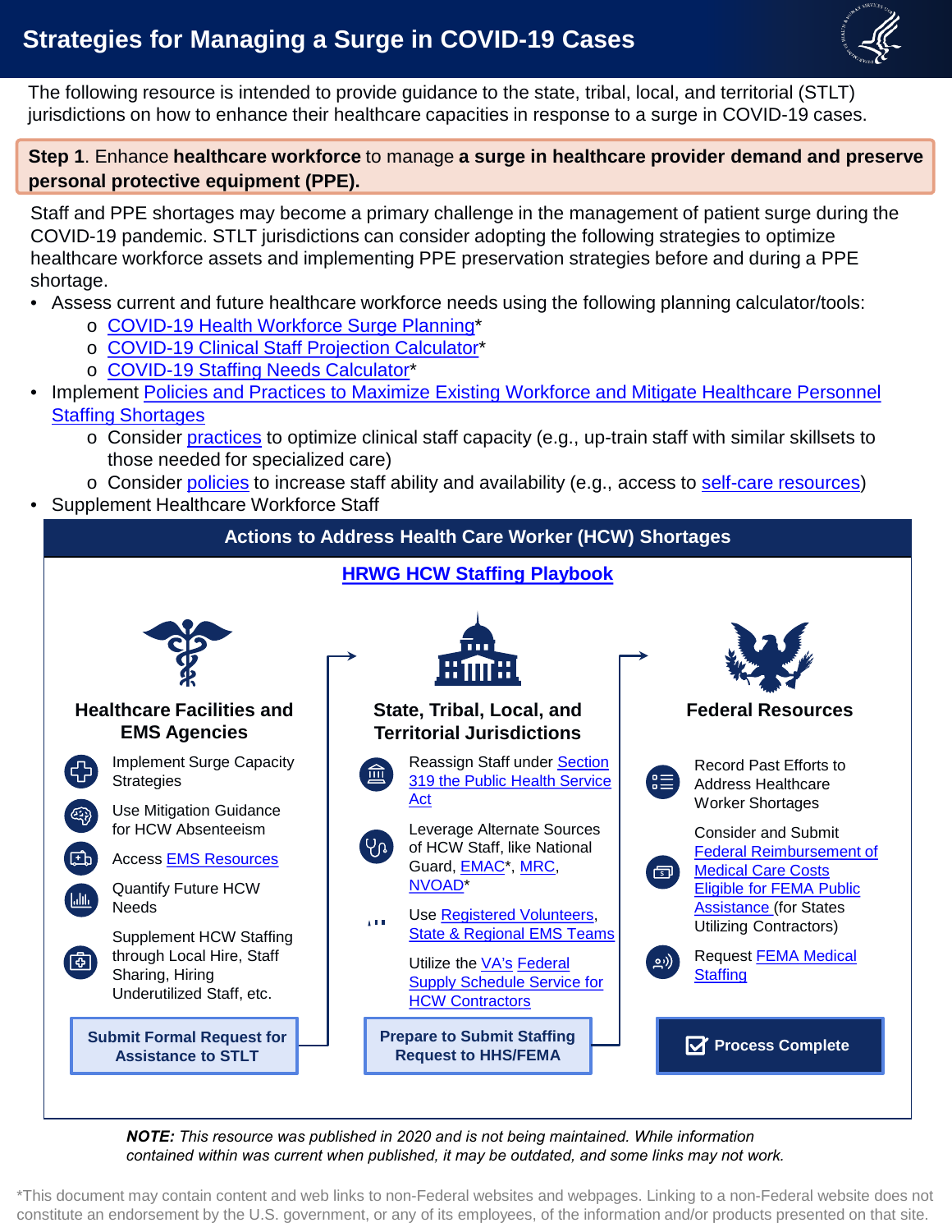# Strategies for Managing a Surge in COVID-19 Cases

The following resource is intended to provide guidance to the state, tribal, local, and territorial (STLT) jurisdictions on how to enhance their healthcare capacities in response to a surge in COVID-19 cases.

**Step 1**. Enhance **healthcare workforce** to manage **a surge in healthcare provider demand and preserve personal protective equipment (PPE).**

Staff and PPE shortages may become a primary challenge in the management of patient surge during the COVID-19 pandemic. STLT jurisdictions can consider adopting the following strategies to optimize healthcare workforce assets and implementing PPE preservation strategies before and during a PPE shortage.

- Assess current and future healthcare workforce needs using the following planning calculator/tools:
  - COVID-19 Health Workforce Surge Planning*
  - COVID-19 Clinical Staff Projection Calculator*
  - COVID-19 Staffing Needs Calculator*
- Implement Policies and Practices to Maximize Existing Workforce and Mitigate Healthcare Personnel Staffing Shortages
  - Consider practices to optimize clinical staff capacity (e.g., up-train staff with similar skillsets to those needed for specialized care)
  - Consider policies to increase staff ability and availability (e.g., access to self-care resources)
- Supplement Healthcare Workforce Staff

## Actions to Address Health Care Worker (HCW) Shortages

**HRWG HCW Staffing Playbook**

### Healthcare Facilities and EMS Agencies

- Implement Surge Capacity Strategies
- Use Mitigation Guidance for HCW Absenteeism
- Access EMS Resources
- Quantify Future HCW Needs
- Supplement HCW Staffing through Local Hire, Staff Sharing, Hiring Underutilized Staff, etc.

**Submit Formal Request for Assistance to STLT**

### State, Tribal, Local, and Territorial Jurisdictions

- Reassign Staff under Section 319 the Public Health Service Act
- Leverage Alternate Sources of HCW Staff, like National Guard, EMAC*, MRC, NVOAD*
- Use Registered Volunteers, State & Regional EMS Teams
- Utilize the VA's Federal Supply Schedule Service for HCW Contractors

**Prepare to Submit Staffing Request to HHS/FEMA**

### Federal Resources

- Record Past Efforts to Address Healthcare Worker Shortages
- Consider and Submit Federal Reimbursement of Medical Care Costs Eligible for FEMA Public Assistance (for States Utilizing Contractors)
- Request FEMA Medical Staffing

**Process Complete**

***NOTE:*** *This resource was published in 2020 and is not being maintained. While information contained within was current when published, it may be outdated, and some links may not work.*

*This document may contain content and web links to non-Federal websites and webpages. Linking to a non-Federal website does not constitute an endorsement by the U.S. government, or any of its employees, of the information and/or products presented on that site.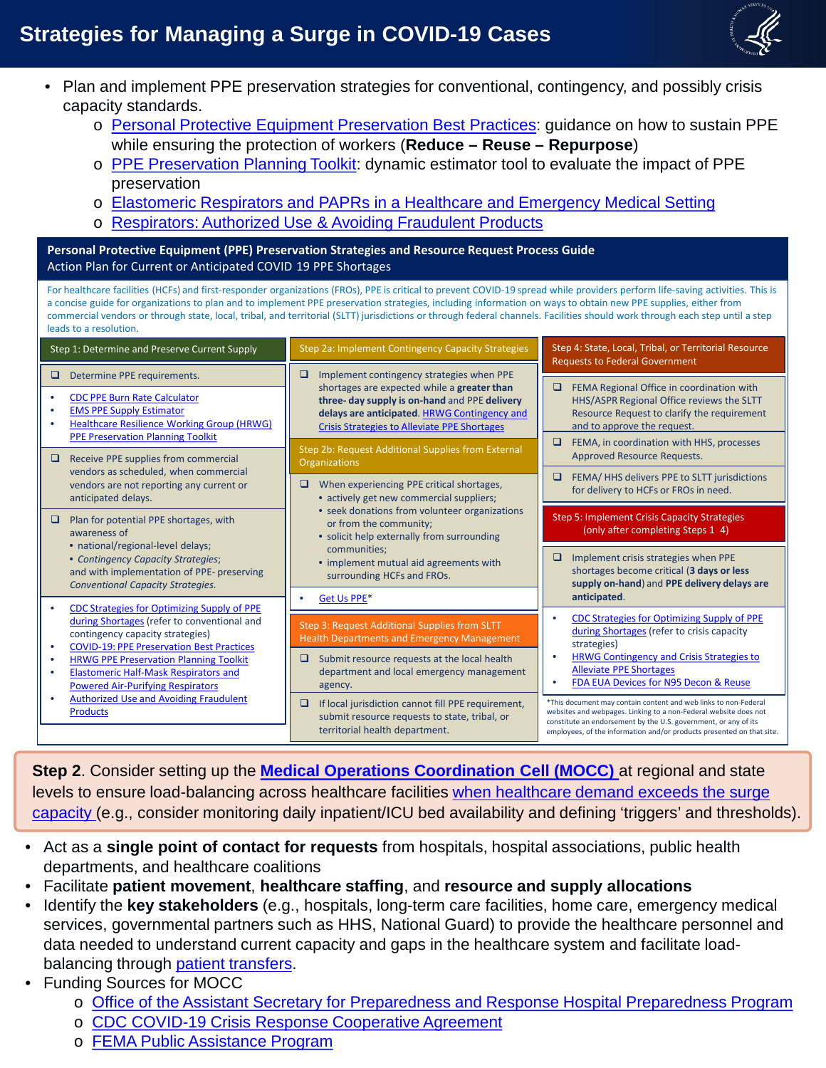# Strategies for Managing a Surge in COVID-19 Cases

- Plan and implement PPE preservation strategies for conventional, contingency, and possibly crisis capacity standards.
  - Personal Protective Equipment Preservation Best Practices: guidance on how to sustain PPE while ensuring the protection of workers (**Reduce – Reuse – Repurpose**)
  - PPE Preservation Planning Toolkit: dynamic estimator tool to evaluate the impact of PPE preservation
  - Elastomeric Respirators and PAPRs in a Healthcare and Emergency Medical Setting
  - Respirators: Authorized Use & Avoiding Fraudulent Products

## Personal Protective Equipment (PPE) Preservation Strategies and Resource Request Process Guide

Action Plan for Current or Anticipated COVID 19 PPE Shortages

For healthcare facilities (HCFs) and first-responder organizations (FROs), PPE is critical to prevent COVID-19 spread while providers perform life-saving activities. This is a concise guide for organizations to plan and implement PPE preservation strategies, including information on ways to obtain new PPE supplies, either from commercial vendors or through state, local, tribal, and territorial (SLTT) jurisdictions or through federal channels. Facilities should work through each step until a step leads to a resolution.

### Step 1: Determine and Preserve Current Supply

- ❑ Determine PPE requirements.
  - CDC PPE Burn Rate Calculator
  - EMS PPE Supply Estimator
  - Healthcare Resilience Working Group (HRWG) PPE Preservation Planning Toolkit
- ❑ Receive PPE supplies from commercial vendors as scheduled, when commercial vendors are not reporting any current or anticipated delays.
- ❑ Plan for potential PPE shortages, with awareness of
  - national/regional-level delays;
  - *Contingency Capacity Strategies*;

  and with implementation of PPE- preserving *Conventional Capacity Strategies.*
- CDC Strategies for Optimizing Supply of PPE during Shortages (refer to conventional and contingency capacity strategies)
- COVID-19: PPE Preservation Best Practices
- HRWG PPE Preservation Planning Toolkit
- Elastomeric Half-Mask Respirators and Powered Air-Purifying Respirators
- Authorized Use and Avoiding Fraudulent Products

### Step 2a: Implement Contingency Capacity Strategies

- ❑ Implement contingency strategies when PPE shortages are expected while a **greater than three- day supply** is **on-hand** and PPE **delivery delays are anticipated**. HRWG Contingency and Crisis Strategies to Alleviate PPE Shortages

### Step 2b: Request Additional Supplies from External Organizations

- ❑ When experiencing PPE critical shortages,
  - actively get new commercial suppliers;
  - seek donations from volunteer organizations or from the community;
  - solicit help externally from surrounding communities;
  - implement mutual aid agreements with surrounding HCFs and FROs.
- Get Us PPE*

### Step 3: Request Additional Supplies from SLTT Health Departments and Emergency Management

- ❑ Submit resource requests at the local health department and local emergency management agency.
- ❑ If local jurisdiction cannot fill PPE requirement, submit resource requests to state, tribal, or territorial health department.

### Step 4: State, Local, Tribal, or Territorial Resource Requests to Federal Government

- ❑ FEMA Regional Office in coordination with HHS/ASPR Regional Office reviews the SLTT Resource Request to clarify the requirement and to approve the request.
- ❑ FEMA, in coordination with HHS, processes Approved Resource Requests.
- ❑ FEMA/ HHS delivers PPE to SLTT jurisdictions for delivery to HCFs or FROs in need.

### Step 5: Implement Crisis Capacity Strategies (only after completing Steps 1 4)

- ❑ Implement crisis strategies when PPE shortages become critical (**3 days or less supply on-hand**) and **PPE delivery delays are anticipated**.
- CDC Strategies for Optimizing Supply of PPE during Shortages (refer to crisis capacity strategies)
- HRWG Contingency and Crisis Strategies to Alleviate PPE Shortages
- FDA EUA Devices for N95 Decon & Reuse

*This document may contain content and web links to non-Federal websites and webpages. Linking to a non-Federal website does not constitute an endorsement by the U.S. government, or any of its employees, of the information and/or products presented on that site.

**Step 2**. Consider setting up the **Medical Operations Coordination Cell (MOCC)** at regional and state levels to ensure load-balancing across healthcare facilities when healthcare demand exceeds the surge capacity (e.g., consider monitoring daily inpatient/ICU bed availability and defining 'triggers' and thresholds).

- Act as a **single point of contact for requests** from hospitals, hospital associations, public health departments, and healthcare coalitions
- Facilitate **patient movement**, **healthcare staffing**, and **resource and supply allocations**
- Identify the **key stakeholders** (e.g., hospitals, long-term care facilities, home care, emergency medical services, governmental partners such as HHS, National Guard) to provide the healthcare personnel and data needed to understand current capacity and gaps in the healthcare system and facilitate load-balancing through patient transfers.
- Funding Sources for MOCC
  - Office of the Assistant Secretary for Preparedness and Response Hospital Preparedness Program
  - CDC COVID-19 Crisis Response Cooperative Agreement
  - FEMA Public Assistance Program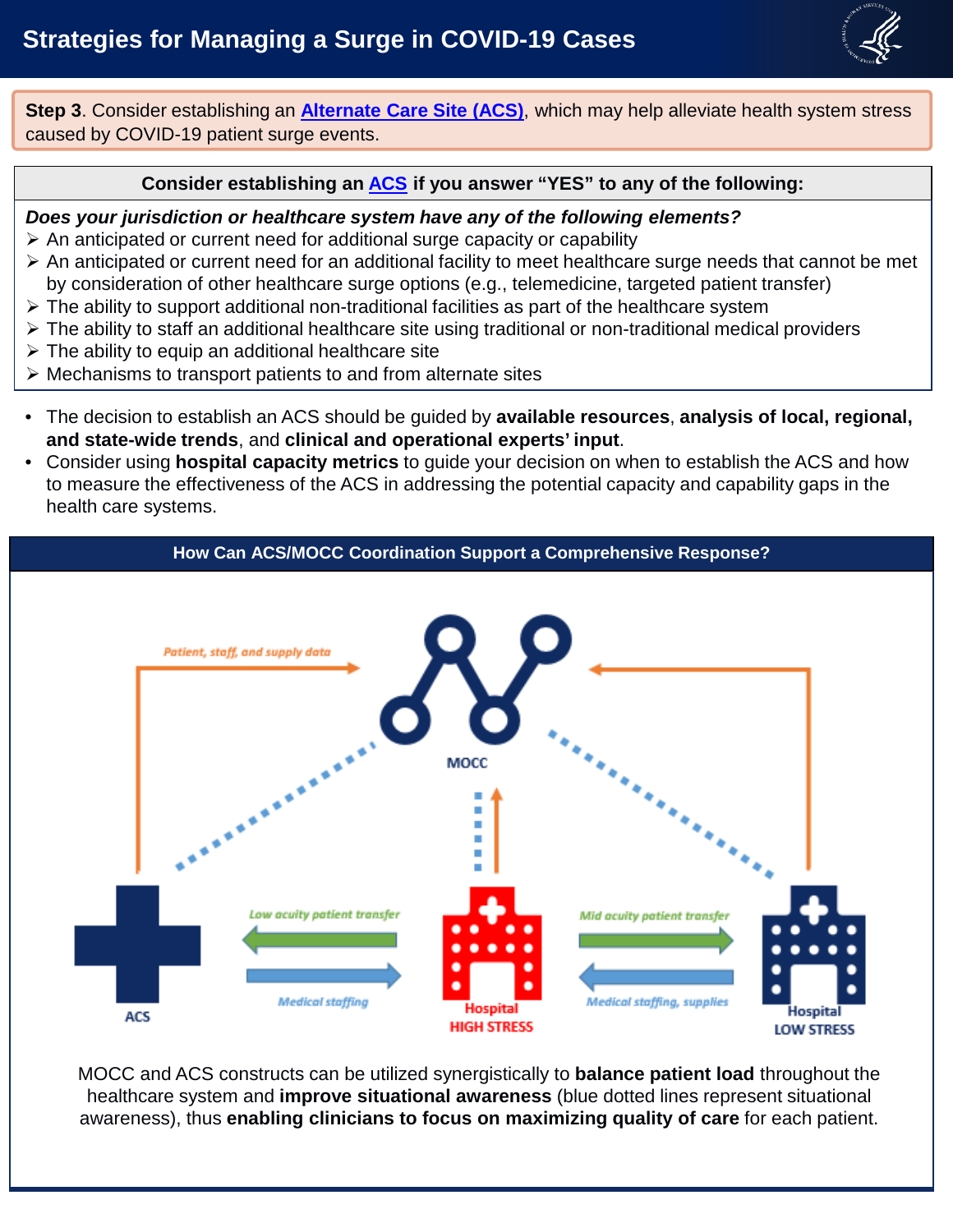# Strategies for Managing a Surge in COVID-19 Cases

**Step 3**. Consider establishing an [Alternate Care Site (ACS)](), which may help alleviate health system stress caused by COVID-19 patient surge events.

**Consider establishing an ACS if you answer "YES" to any of the following:**

***Does your jurisdiction or healthcare system have any of the following elements?***

- An anticipated or current need for additional surge capacity or capability
- An anticipated or current need for an additional facility to meet healthcare surge needs that cannot be met by consideration of other healthcare surge options (e.g., telemedicine, targeted patient transfer)
- The ability to support additional non-traditional facilities as part of the healthcare system
- The ability to staff an additional healthcare site using traditional or non-traditional medical providers
- The ability to equip an additional healthcare site
- Mechanisms to transport patients to and from alternate sites

- The decision to establish an ACS should be guided by **available resources**, **analysis of local, regional, and state-wide trends**, and **clinical and operational experts' input**.
- Consider using **hospital capacity metrics** to guide your decision on when to establish the ACS and how to measure the effectiveness of the ACS in addressing the potential capacity and capability gaps in the health care systems.

## How Can ACS/MOCC Coordination Support a Comprehensive Response?

Patient, staff, and supply data

MOCC

Low acuity patient transfer

Medical staffing

Mid acuity patient transfer

Medical staffing, supplies

ACS

Hospital
HIGH STRESS

Hospital
LOW STRESS

MOCC and ACS constructs can be utilized synergistically to **balance patient load** throughout the healthcare system and **improve situational awareness** (blue dotted lines represent situational awareness), thus **enabling clinicians to focus on maximizing quality of care** for each patient.